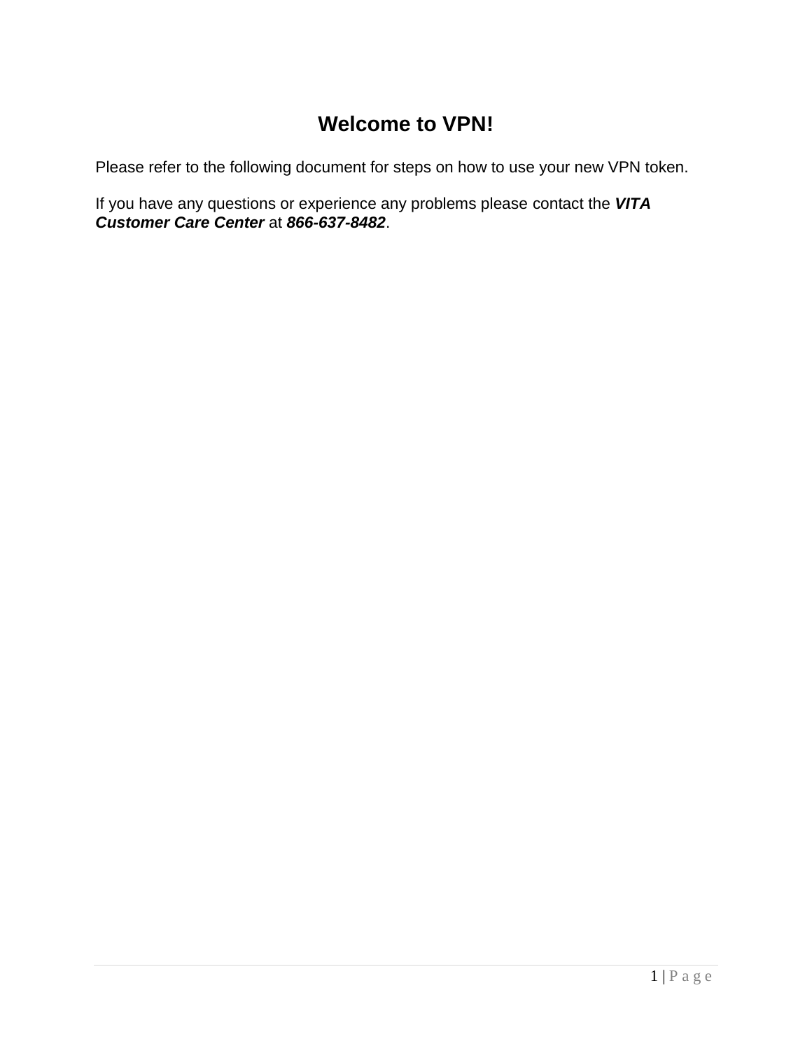# Welcome to VPN!

Please refer to the following document for steps on how to use your new VPN token.

If you have any questions or experience any problems please contact the ***VITA Customer Care Center*** at ***866-637-8482***.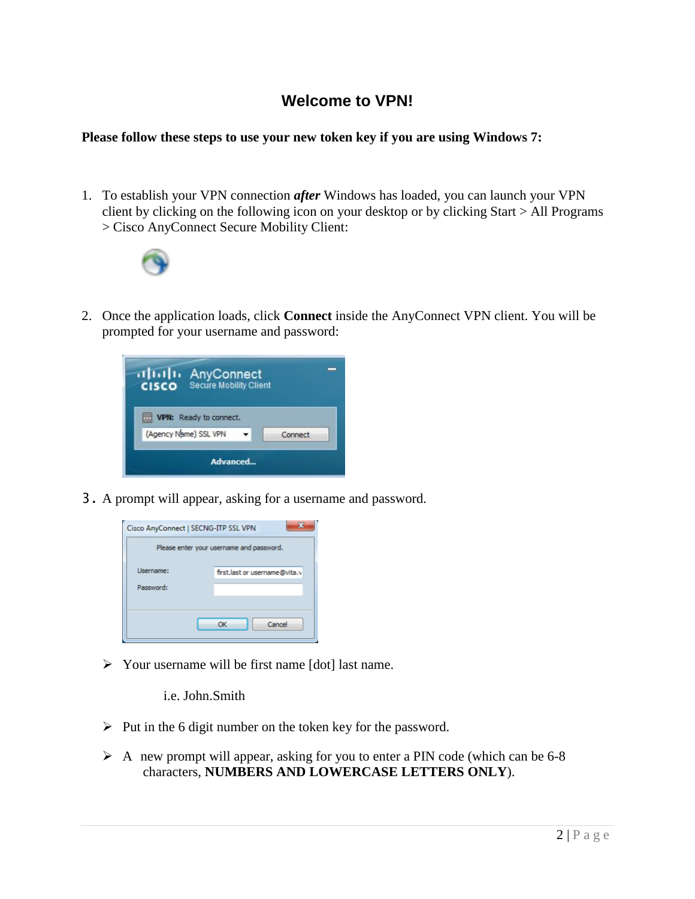# Welcome to VPN!

**Please follow these steps to use your new token key if you are using Windows 7:**

1. To establish your VPN connection ***after*** Windows has loaded, you can launch your VPN client by clicking on the following icon on your desktop or by clicking Start > All Programs > Cisco AnyConnect Secure Mobility Client:

2. Once the application loads, click **Connect** inside the AnyConnect VPN client. You will be prompted for your username and password:

3. A prompt will appear, asking for a username and password.

   - Your username will be first name [dot] last name.

     i.e. John.Smith

   - Put in the 6 digit number on the token key for the password.

   - A new prompt will appear, asking for you to enter a PIN code (which can be 6-8 characters, **NUMBERS AND LOWERCASE LETTERS ONLY**).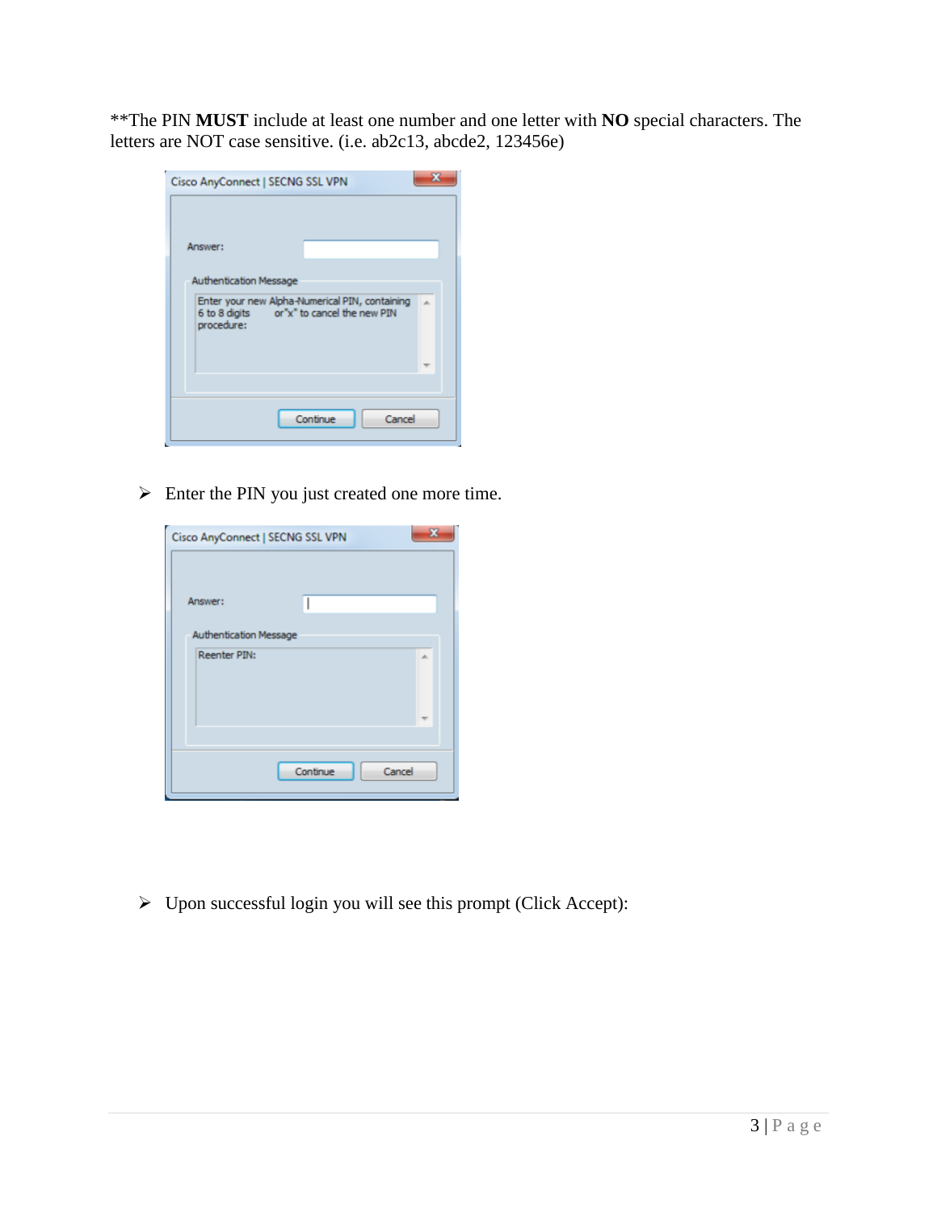**The PIN **MUST** include at least one number and one letter with **NO** special characters. The letters are NOT case sensitive. (i.e. ab2c13, abcde2, 123456e)

- Enter the PIN you just created one more time.

- Upon successful login you will see this prompt (Click Accept):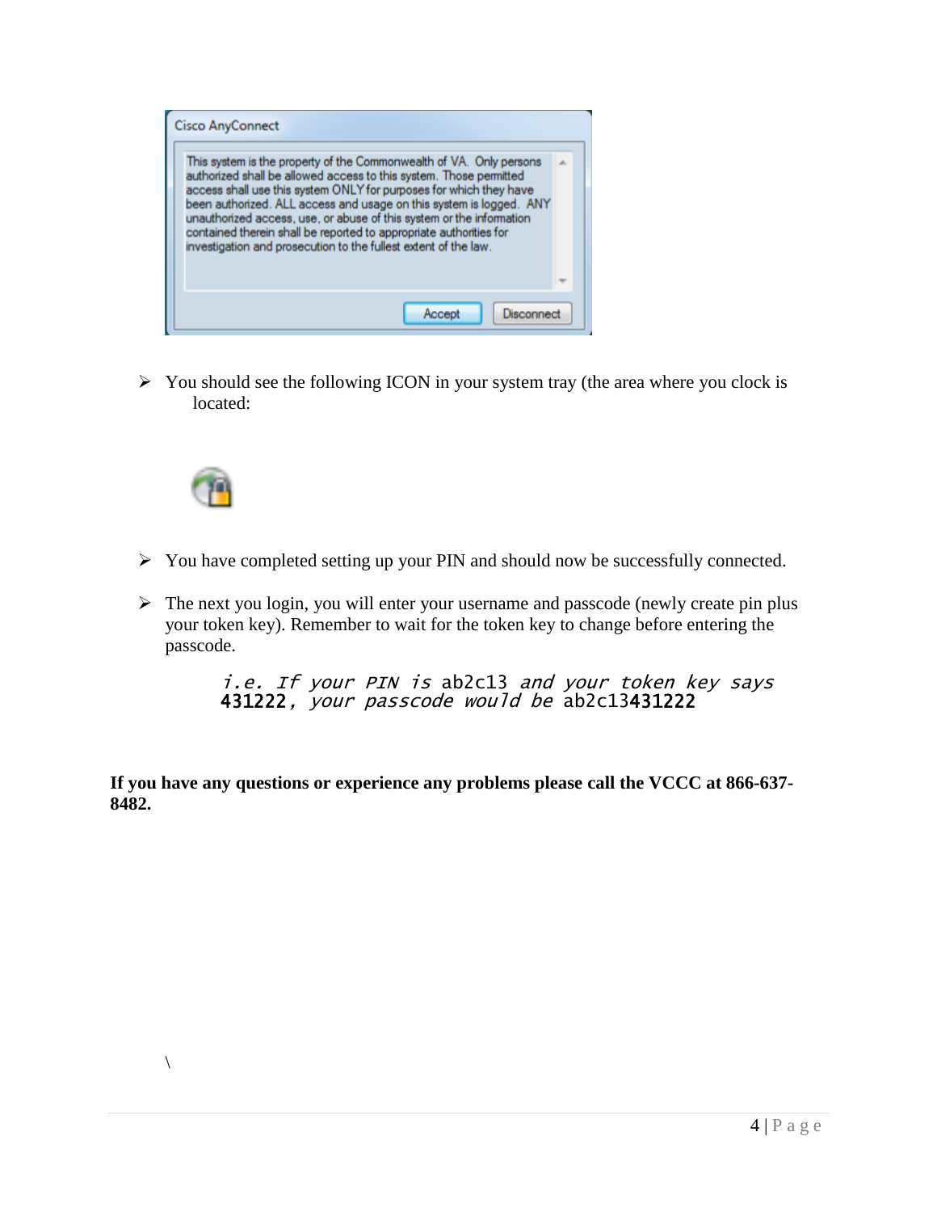- You should see the following ICON in your system tray (the area where you clock is located:

- You have completed setting up your PIN and should now be successfully connected.

- The next you login, you will enter your username and passcode (newly create pin plus your token key). Remember to wait for the token key to change before entering the passcode.

  *i.e. If your PIN is* ab2c13 *and your token key says* 431222*, your passcode would be* ab2c13431222

**If you have any questions or experience any problems please call the VCCC at 866-637-8482.**

\